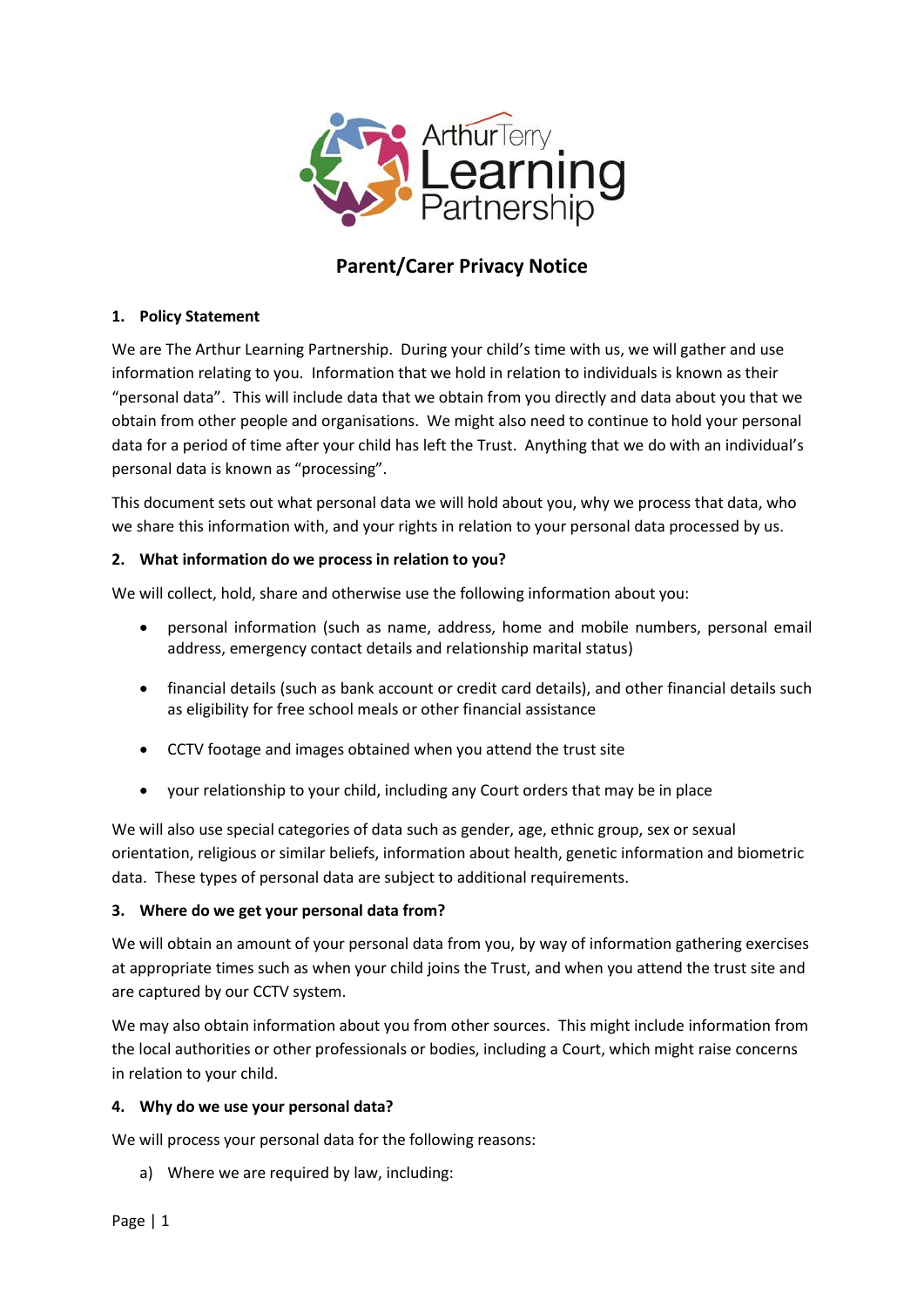# Parent/Carer Privacy Notice

## 1. Policy Statement

We are The Arthur Learning Partnership. During your child's time with us, we will gather and use information relating to you. Information that we hold in relation to individuals is known as their "personal data". This will include data that we obtain from you directly and data about you that we obtain from other people and organisations. We might also need to continue to hold your personal data for a period of time after your child has left the Trust. Anything that we do with an individual's personal data is known as "processing".

This document sets out what personal data we will hold about you, why we process that data, who we share this information with, and your rights in relation to your personal data processed by us.

## 2. What information do we process in relation to you?

We will collect, hold, share and otherwise use the following information about you:

- personal information (such as name, address, home and mobile numbers, personal email address, emergency contact details and relationship marital status)
- financial details (such as bank account or credit card details), and other financial details such as eligibility for free school meals or other financial assistance
- CCTV footage and images obtained when you attend the trust site
- your relationship to your child, including any Court orders that may be in place

We will also use special categories of data such as gender, age, ethnic group, sex or sexual orientation, religious or similar beliefs, information about health, genetic information and biometric data. These types of personal data are subject to additional requirements.

## 3. Where do we get your personal data from?

We will obtain an amount of your personal data from you, by way of information gathering exercises at appropriate times such as when your child joins the Trust, and when you attend the trust site and are captured by our CCTV system.

We may also obtain information about you from other sources. This might include information from the local authorities or other professionals or bodies, including a Court, which might raise concerns in relation to your child.

## 4. Why do we use your personal data?

We will process your personal data for the following reasons:

a) Where we are required by law, including: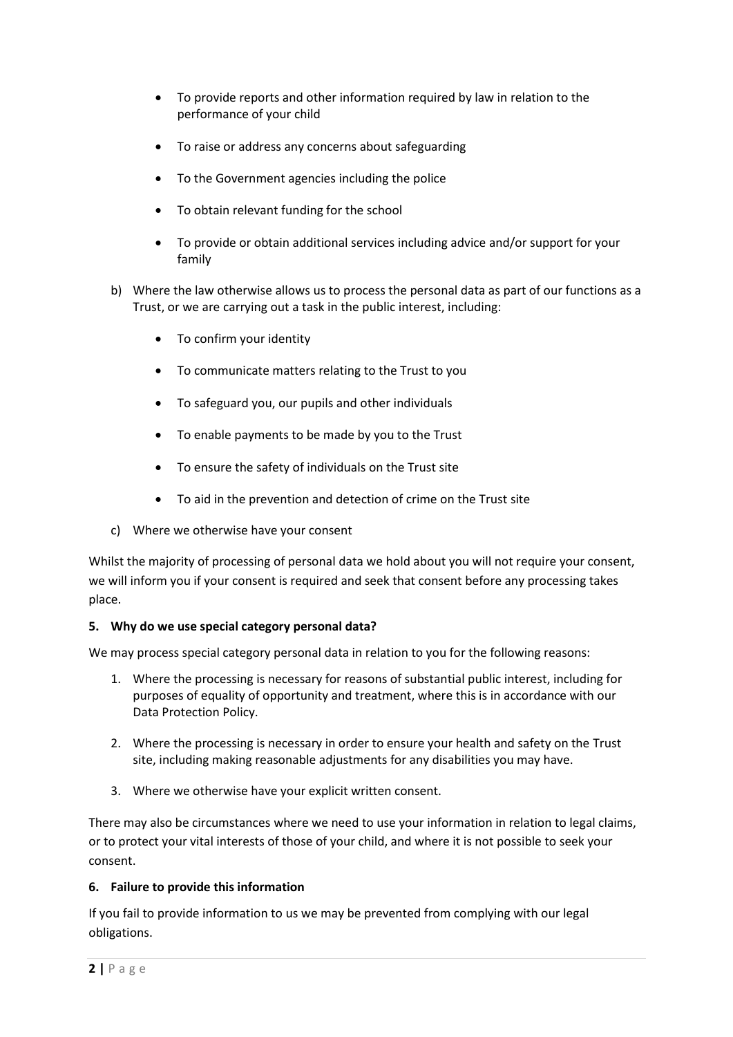- To provide reports and other information required by law in relation to the performance of your child
- To raise or address any concerns about safeguarding
- To the Government agencies including the police
- To obtain relevant funding for the school
- To provide or obtain additional services including advice and/or support for your family

b) Where the law otherwise allows us to process the personal data as part of our functions as a Trust, or we are carrying out a task in the public interest, including:

- To confirm your identity
- To communicate matters relating to the Trust to you
- To safeguard you, our pupils and other individuals
- To enable payments to be made by you to the Trust
- To ensure the safety of individuals on the Trust site
- To aid in the prevention and detection of crime on the Trust site

c) Where we otherwise have your consent

Whilst the majority of processing of personal data we hold about you will not require your consent, we will inform you if your consent is required and seek that consent before any processing takes place.

**5. Why do we use special category personal data?**

We may process special category personal data in relation to you for the following reasons:

1. Where the processing is necessary for reasons of substantial public interest, including for purposes of equality of opportunity and treatment, where this is in accordance with our Data Protection Policy.
2. Where the processing is necessary in order to ensure your health and safety on the Trust site, including making reasonable adjustments for any disabilities you may have.
3. Where we otherwise have your explicit written consent.

There may also be circumstances where we need to use your information in relation to legal claims, or to protect your vital interests of those of your child, and where it is not possible to seek your consent.

**6. Failure to provide this information**

If you fail to provide information to us we may be prevented from complying with our legal obligations.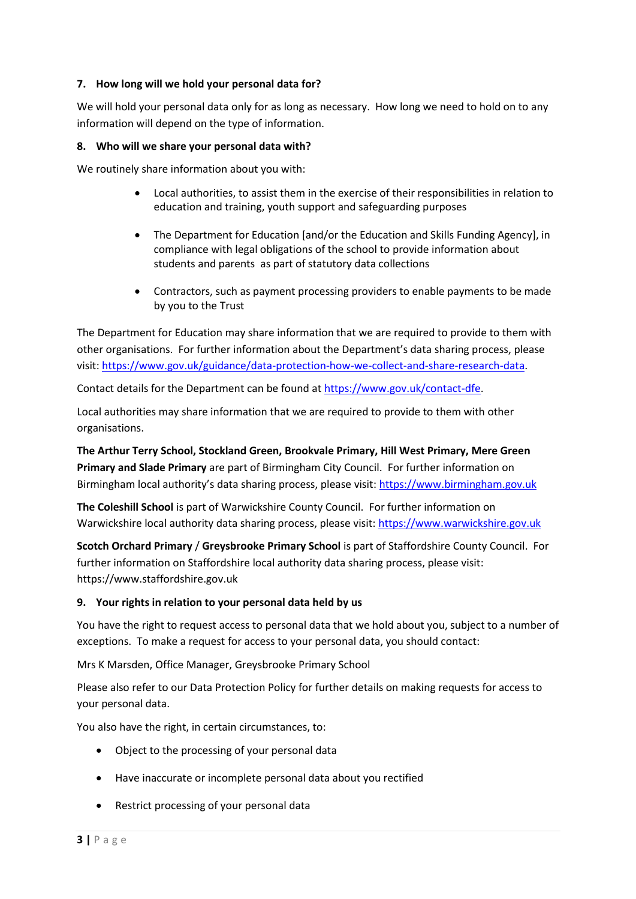## 7. How long will we hold your personal data for?

We will hold your personal data only for as long as necessary. How long we need to hold on to any information will depend on the type of information.

## 8. Who will we share your personal data with?

We routinely share information about you with:

- Local authorities, to assist them in the exercise of their responsibilities in relation to education and training, youth support and safeguarding purposes
- The Department for Education [and/or the Education and Skills Funding Agency], in compliance with legal obligations of the school to provide information about students and parents as part of statutory data collections
- Contractors, such as payment processing providers to enable payments to be made by you to the Trust

The Department for Education may share information that we are required to provide to them with other organisations. For further information about the Department's data sharing process, please visit: https://www.gov.uk/guidance/data-protection-how-we-collect-and-share-research-data.

Contact details for the Department can be found at https://www.gov.uk/contact-dfe.

Local authorities may share information that we are required to provide to them with other organisations.

**The Arthur Terry School, Stockland Green, Brookvale Primary, Hill West Primary, Mere Green Primary and Slade Primary** are part of Birmingham City Council. For further information on Birmingham local authority's data sharing process, please visit: https://www.birmingham.gov.uk

**The Coleshill School** is part of Warwickshire County Council. For further information on Warwickshire local authority data sharing process, please visit: https://www.warwickshire.gov.uk

**Scotch Orchard Primary** / **Greysbrooke Primary School** is part of Staffordshire County Council. For further information on Staffordshire local authority data sharing process, please visit: https://www.staffordshire.gov.uk

## 9. Your rights in relation to your personal data held by us

You have the right to request access to personal data that we hold about you, subject to a number of exceptions. To make a request for access to your personal data, you should contact:

Mrs K Marsden, Office Manager, Greysbrooke Primary School

Please also refer to our Data Protection Policy for further details on making requests for access to your personal data.

You also have the right, in certain circumstances, to:

- Object to the processing of your personal data
- Have inaccurate or incomplete personal data about you rectified
- Restrict processing of your personal data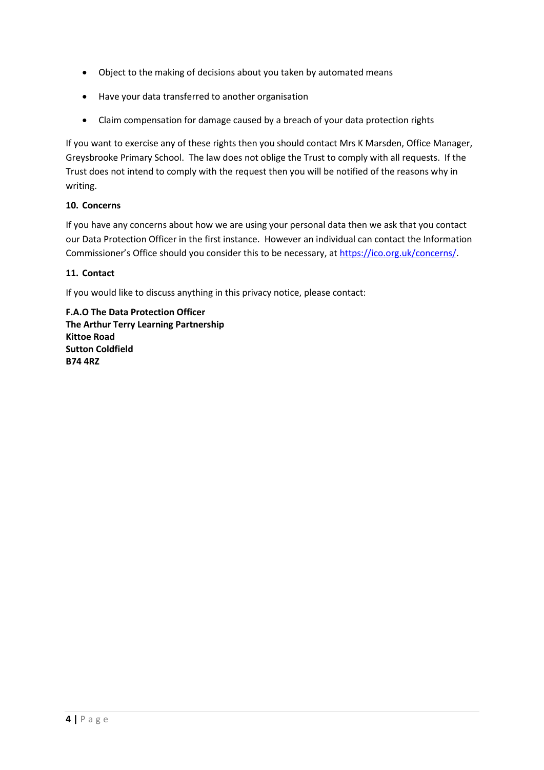- Object to the making of decisions about you taken by automated means
- Have your data transferred to another organisation
- Claim compensation for damage caused by a breach of your data protection rights

If you want to exercise any of these rights then you should contact Mrs K Marsden, Office Manager, Greysbrooke Primary School. The law does not oblige the Trust to comply with all requests. If the Trust does not intend to comply with the request then you will be notified of the reasons why in writing.

### 10. Concerns

If you have any concerns about how we are using your personal data then we ask that you contact our Data Protection Officer in the first instance. However an individual can contact the Information Commissioner's Office should you consider this to be necessary, at https://ico.org.uk/concerns/.

### 11. Contact

If you would like to discuss anything in this privacy notice, please contact:

**F.A.O The Data Protection Officer**
**The Arthur Terry Learning Partnership**
**Kittoe Road**
**Sutton Coldfield**
**B74 4RZ**